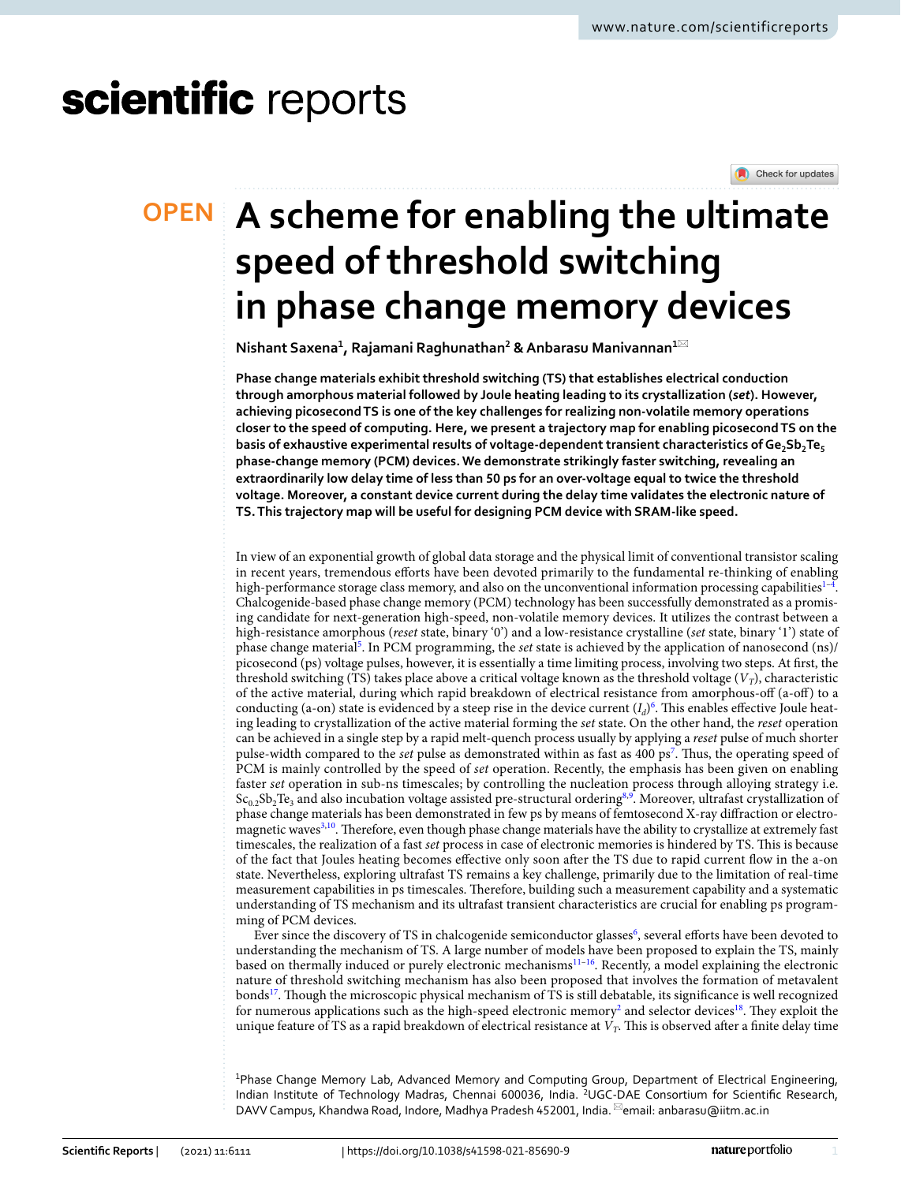# A scheme for enabling the ultimate speed of threshold switching in phase change memory devices

**Nishant Saxena[1], Rajamani Raghunathan[2] & Anbarasu Manivannan[1]**

**Phase change materials exhibit threshold switching (TS) that establishes electrical conduction through amorphous material followed by Joule heating leading to its crystallization (*set*). However, achieving picosecond TS is one of the key challenges for realizing non-volatile memory operations closer to the speed of computing. Here, we present a trajectory map for enabling picosecond TS on the basis of exhaustive experimental results of voltage-dependent transient characteristics of $Ge_2Sb_2Te_5$ phase-change memory (PCM) devices. We demonstrate strikingly faster switching, revealing an extraordinarily low delay time of less than 50 ps for an over-voltage equal to twice the threshold voltage. Moreover, a constant device current during the delay time validates the electronic nature of TS. This trajectory map will be useful for designing PCM device with SRAM-like speed.**

In view of an exponential growth of global data storage and the physical limit of conventional transistor scaling in recent years, tremendous efforts have been devoted primarily to the fundamental re-thinking of enabling high-performance storage class memory, and also on the unconventional information processing capabilities[1–4]. Chalcogenide-based phase change memory (PCM) technology has been successfully demonstrated as a promising candidate for next-generation high-speed, non-volatile memory devices. It utilizes the contrast between a high-resistance amorphous (*reset* state, binary '0') and a low-resistance crystalline (*set* state, binary '1') state of phase change material[5]. In PCM programming, the *set* state is achieved by the application of nanosecond (ns)/picosecond (ps) voltage pulses, however, it is essentially a time limiting process, involving two steps. At first, the threshold switching (TS) takes place above a critical voltage known as the threshold voltage ($V_T$), characteristic of the active material, during which rapid breakdown of electrical resistance from amorphous-off (a-off) to a conducting (a-on) state is evidenced by a steep rise in the device current ($I_d$)[6]. This enables effective Joule heating leading to crystallization of the active material forming the *set* state. On the other hand, the *reset* operation can be achieved in a single step by a rapid melt-quench process usually by applying a *reset* pulse of much shorter pulse-width compared to the *set* pulse as demonstrated within as fast as 400 ps[7]. Thus, the operating speed of PCM is mainly controlled by the speed of *set* operation. Recently, the emphasis has been given on enabling faster *set* operation in sub-ns timescales; by controlling the nucleation process through alloying strategy i.e. $Sc_{0.2}Sb_2Te_3$ and also incubation voltage assisted pre-structural ordering[8,9]. Moreover, ultrafast crystallization of phase change materials has been demonstrated in few ps by means of femtosecond X-ray diffraction or electromagnetic waves[3,10]. Therefore, even though phase change materials have the ability to crystallize at extremely fast timescales, the realization of a fast *set* process in case of electronic memories is hindered by TS. This is because of the fact that Joules heating becomes effective only soon after the TS due to rapid current flow in the a-on state. Nevertheless, exploring ultrafast TS remains a key challenge, primarily due to the limitation of real-time measurement capabilities in ps timescales. Therefore, building such a measurement capability and a systematic understanding of TS mechanism and its ultrafast transient characteristics are crucial for enabling ps programming of PCM devices.

Ever since the discovery of TS in chalcogenide semiconductor glasses[6], several efforts have been devoted to understanding the mechanism of TS. A large number of models have been proposed to explain the TS, mainly based on thermally induced or purely electronic mechanisms[11–16]. Recently, a model explaining the electronic nature of threshold switching mechanism has also been proposed that involves the formation of metavalent bonds[17]. Though the microscopic physical mechanism of TS is still debatable, its significance is well recognized for numerous applications such as the high-speed electronic memory[2] and selector devices[18]. They exploit the unique feature of TS as a rapid breakdown of electrical resistance at $V_T$. This is observed after a finite delay time

[1]Phase Change Memory Lab, Advanced Memory and Computing Group, Department of Electrical Engineering, Indian Institute of Technology Madras, Chennai 600036, India. [2]UGC-DAE Consortium for Scientific Research, DAVV Campus, Khandwa Road, Indore, Madhya Pradesh 452001, India. email: anbarasu@iitm.ac.in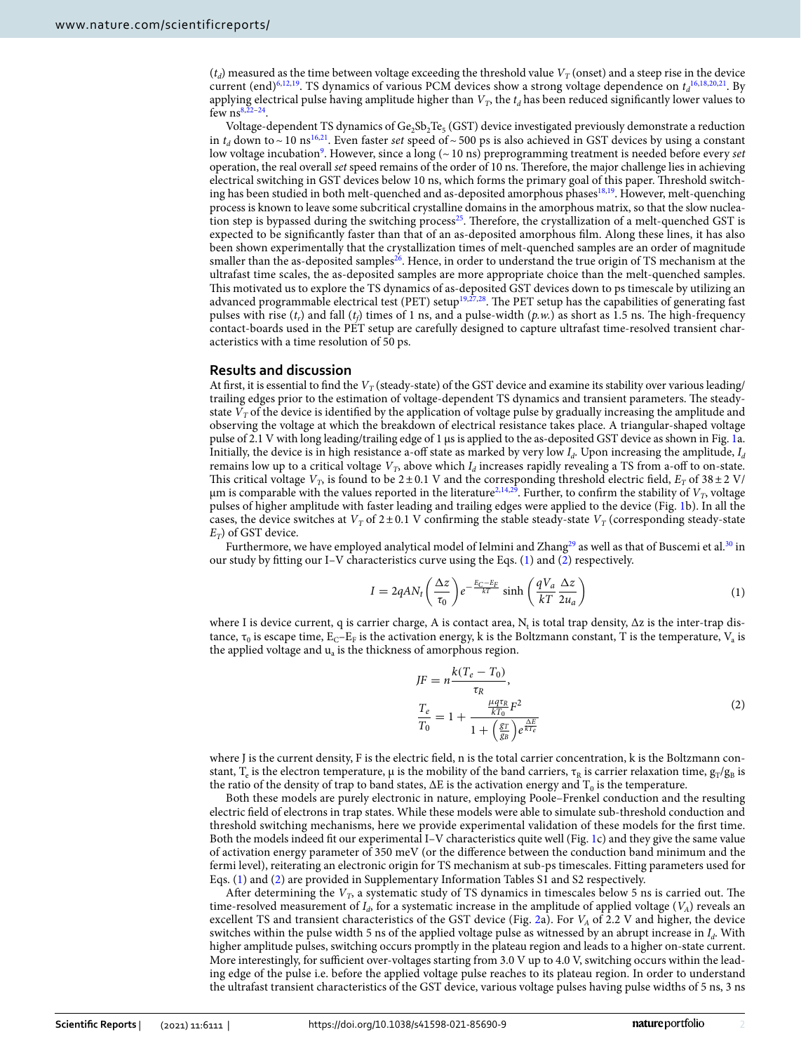($t_d$) measured as the time between voltage exceeding the threshold value $V_T$ (onset) and a steep rise in the device current (end)[6,12,19]. TS dynamics of various PCM devices show a strong voltage dependence on $t_d$[16,18,20,21]. By applying electrical pulse having amplitude higher than $V_T$, the $t_d$ has been reduced significantly lower values to few ns[8,22–24].

Voltage-dependent TS dynamics of $Ge_2Sb_2Te_5$ (GST) device investigated previously demonstrate a reduction in $t_d$ down to ~ 10 ns[16,21]. Even faster *set* speed of ~ 500 ps is also achieved in GST devices by using a constant low voltage incubation[9]. However, since a long (~ 10 ns) preprogramming treatment is needed before every *set* operation, the real overall *set* speed remains of the order of 10 ns. Therefore, the major challenge lies in achieving electrical switching in GST devices below 10 ns, which forms the primary goal of this paper. Threshold switching has been studied in both melt-quenched and as-deposited amorphous phases[18,19]. However, melt-quenching process is known to leave some subcritical crystalline domains in the amorphous matrix, so that the slow nucleation step is bypassed during the switching process[25]. Therefore, the crystallization of a melt-quenched GST is expected to be significantly faster than that of an as-deposited amorphous film. Along these lines, it has also been shown experimentally that the crystallization times of melt-quenched samples are an order of magnitude smaller than the as-deposited samples[26]. Hence, in order to understand the true origin of TS mechanism at the ultrafast time scales, the as-deposited samples are more appropriate choice than the melt-quenched samples. This motivated us to explore the TS dynamics of as-deposited GST devices down to ps timescale by utilizing an advanced programmable electrical test (PET) setup[19,27,28]. The PET setup has the capabilities of generating fast pulses with rise ($t_r$) and fall ($t_f$) times of 1 ns, and a pulse-width (*p.w.*) as short as 1.5 ns. The high-frequency contact-boards used in the PET setup are carefully designed to capture ultrafast time-resolved transient characteristics with a time resolution of 50 ps.

## Results and discussion

At first, it is essential to find the $V_T$ (steady-state) of the GST device and examine its stability over various leading/trailing edges prior to the estimation of voltage-dependent TS dynamics and transient parameters. The steady-state $V_T$ of the device is identified by the application of voltage pulse by gradually increasing the amplitude and observing the voltage at which the breakdown of electrical resistance takes place. A triangular-shaped voltage pulse of 2.1 V with long leading/trailing edge of 1 µs is applied to the as-deposited GST device as shown in Fig. 1a. Initially, the device is in high resistance a-off state as marked by very low $I_d$. Upon increasing the amplitude, $I_d$ remains low up to a critical voltage $V_T$, above which $I_d$ increases rapidly revealing a TS from a-off to on-state. This critical voltage $V_T$, is found to be 2 ± 0.1 V and the corresponding threshold electric field, $E_T$ of 38 ± 2 V/µm is comparable with the values reported in the literature[2,14,29]. Further, to confirm the stability of $V_T$, voltage pulses of higher amplitude with faster leading and trailing edges were applied to the device (Fig. 1b). In all the cases, the device switches at $V_T$ of 2 ± 0.1 V confirming the stable steady-state $V_T$ (corresponding steady-state $E_T$) of GST device.

Furthermore, we have employed analytical model of Ielmini and Zhang[29] as well as that of Buscemi et al.[30] in our study by fitting our I–V characteristics curve using the Eqs. (1) and (2) respectively.

$$I = 2qAN_t\left(\frac{\Delta z}{\tau_0}\right)e^{-\frac{E_C-E_F}{kT}}\sinh\left(\frac{qV_a}{kT}\frac{\Delta z}{2u_a}\right) \tag{1}$$

where I is device current, q is carrier charge, A is contact area, $N_t$ is total trap density, Δz is the inter-trap distance, $\tau_0$ is escape time, $E_C$–$E_F$ is the activation energy, k is the Boltzmann constant, T is the temperature, $V_a$ is the applied voltage and $u_a$ is the thickness of amorphous region.

$$\begin{aligned} JF &= n\frac{k(T_e - T_0)}{\tau_R}, \\ \frac{T_e}{T_0} &= 1 + \frac{\frac{\mu q \tau_R}{kT_0}F^2}{1 + \left(\frac{g_T}{g_B}\right)e^{\frac{\Delta E}{kT_e}}} \end{aligned} \tag{2}$$

where J is the current density, F is the electric field, n is the total carrier concentration, k is the Boltzmann constant, $T_e$ is the electron temperature, μ is the mobility of the band carriers, $\tau_R$ is carrier relaxation time, $g_T/g_B$ is the ratio of the density of trap to band states, ΔE is the activation energy and $T_0$ is the temperature.

Both these models are purely electronic in nature, employing Poole–Frenkel conduction and the resulting electric field of electrons in trap states. While these models were able to simulate sub-threshold conduction and threshold switching mechanisms, here we provide experimental validation of these models for the first time. Both the models indeed fit our experimental I–V characteristics quite well (Fig. 1c) and they give the same value of activation energy parameter of 350 meV (or the difference between the conduction band minimum and the fermi level), reiterating an electronic origin for TS mechanism at sub-ps timescales. Fitting parameters used for Eqs. (1) and (2) are provided in Supplementary Information Tables S1 and S2 respectively.

After determining the $V_T$, a systematic study of TS dynamics in timescales below 5 ns is carried out. The time-resolved measurement of $I_d$, for a systematic increase in the amplitude of applied voltage ($V_A$) reveals an excellent TS and transient characteristics of the GST device (Fig. 2a). For $V_A$ of 2.2 V and higher, the device switches within the pulse width 5 ns of the applied voltage pulse as witnessed by an abrupt increase in $I_d$. With higher amplitude pulses, switching occurs promptly in the plateau region and leads to a higher on-state current. More interestingly, for sufficient over-voltages starting from 3.0 V up to 4.0 V, switching occurs within the leading edge of the pulse i.e. before the applied voltage pulse reaches to its plateau region. In order to understand the ultrafast transient characteristics of the GST device, various voltage pulses having pulse widths of 5 ns, 3 ns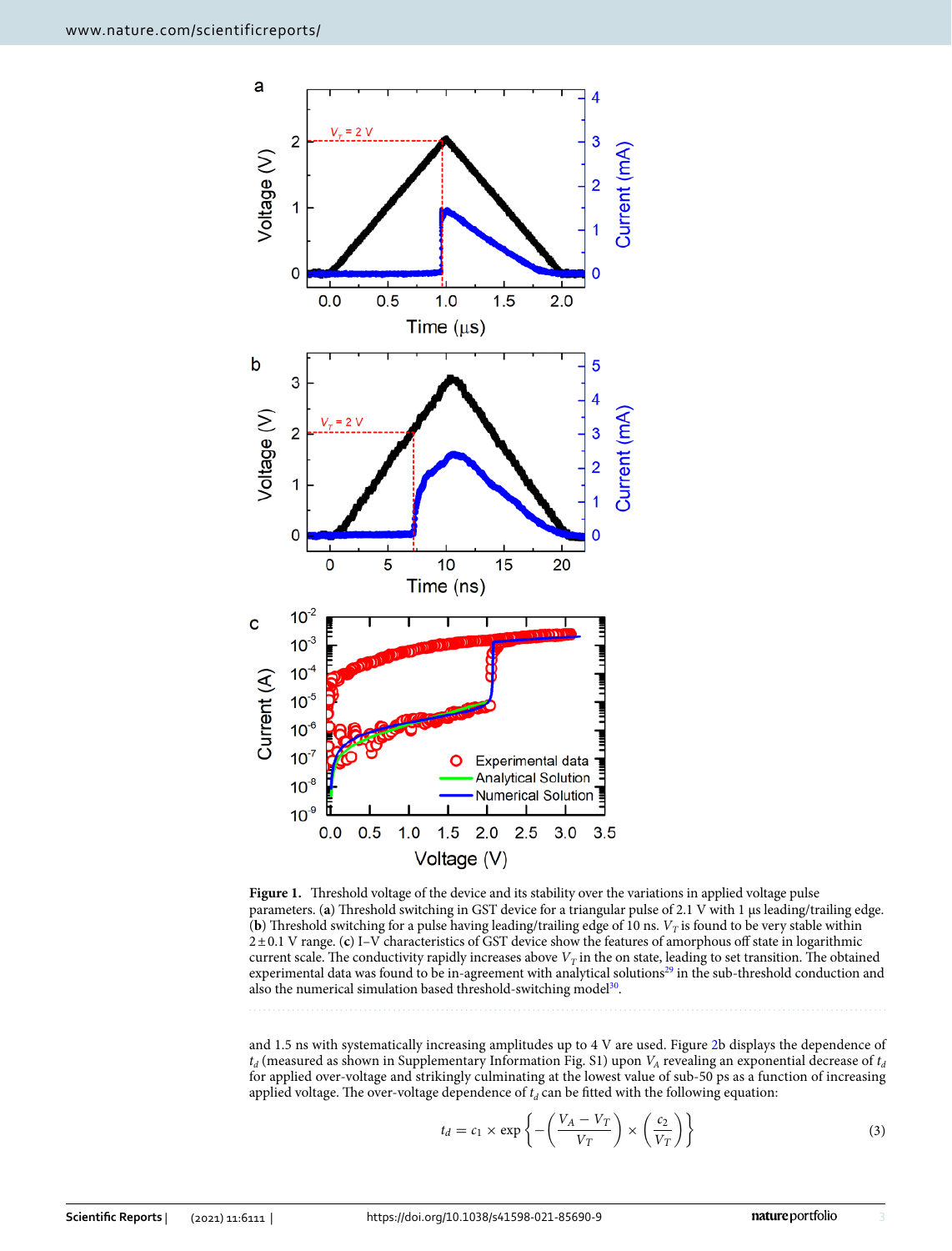**Figure 1.** Threshold voltage of the device and its stability over the variations in applied voltage pulse parameters. (**a**) Threshold switching in GST device for a triangular pulse of 2.1 V with 1 µs leading/trailing edge. (**b**) Threshold switching for a pulse having leading/trailing edge of 10 ns. $V_T$ is found to be very stable within $2 \pm 0.1$ V range. (**c**) I–V characteristics of GST device show the features of amorphous off state in logarithmic current scale. The conductivity rapidly increases above $V_T$ in the on state, leading to set transition. The obtained experimental data was found to be in-agreement with analytical solutions[29] in the sub-threshold conduction and also the numerical simulation based threshold-switching model[30].

and 1.5 ns with systematically increasing amplitudes up to 4 V are used. Figure 2b displays the dependence of $t_d$ (measured as shown in Supplementary Information Fig. S1) upon $V_A$ revealing an exponential decrease of $t_d$ for applied over-voltage and strikingly culminating at the lowest value of sub-50 ps as a function of increasing applied voltage. The over-voltage dependence of $t_d$ can be fitted with the following equation:

$$t_d = c_1 \times \exp\left\{-\left(\frac{V_A - V_T}{V_T}\right) \times \left(\frac{c_2}{V_T}\right)\right\} \tag{3}$$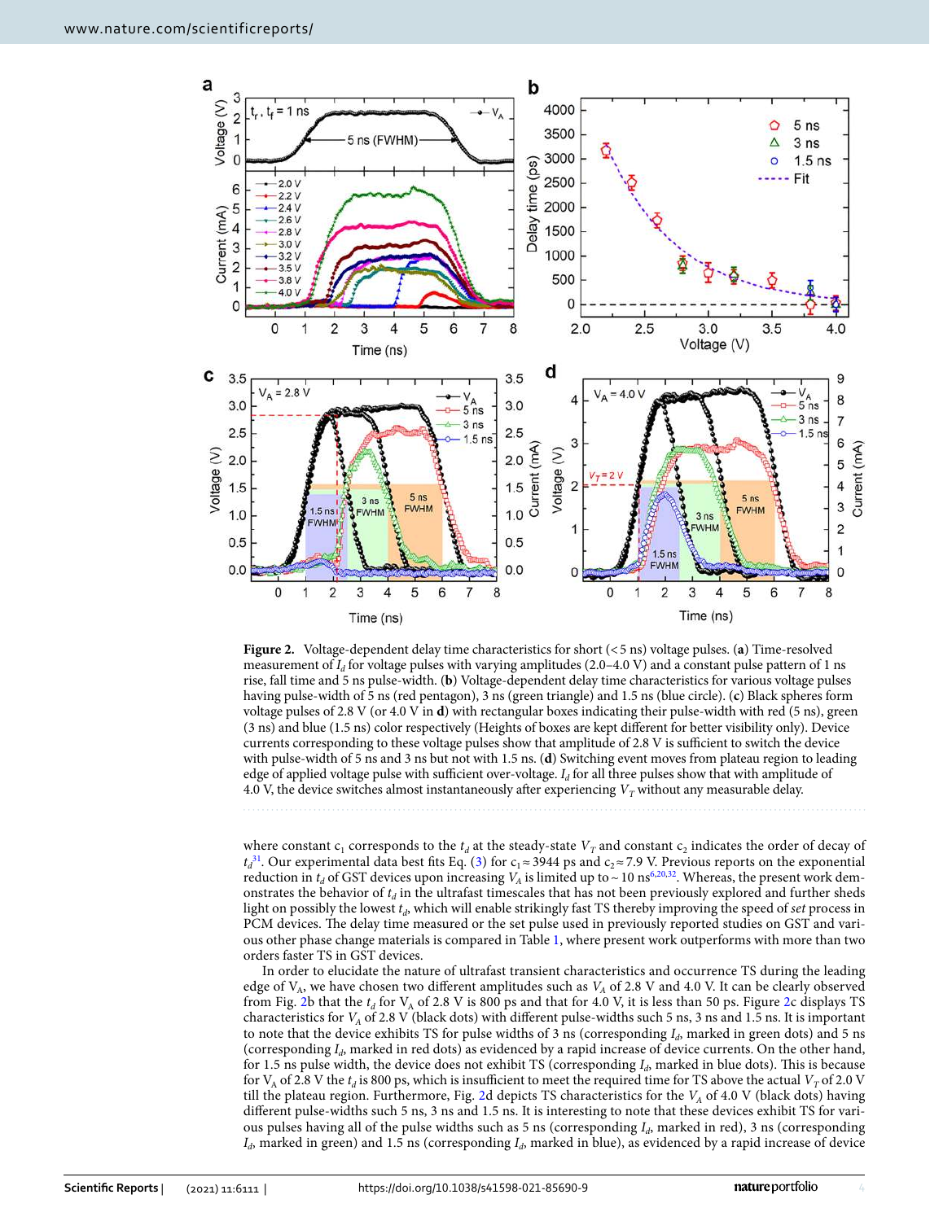**Figure 2.** Voltage-dependent delay time characteristics for short (< 5 ns) voltage pulses. (**a**) Time-resolved measurement of $I_d$ for voltage pulses with varying amplitudes (2.0–4.0 V) and a constant pulse pattern of 1 ns rise, fall time and 5 ns pulse-width. (**b**) Voltage-dependent delay time characteristics for various voltage pulses having pulse-width of 5 ns (red pentagon), 3 ns (green triangle) and 1.5 ns (blue circle). (**c**) Black spheres form voltage pulses of 2.8 V (or 4.0 V in **d**) with rectangular boxes indicating their pulse-width with red (5 ns), green (3 ns) and blue (1.5 ns) color respectively (Heights of boxes are kept different for better visibility only). Device currents corresponding to these voltage pulses show that amplitude of 2.8 V is sufficient to switch the device with pulse-width of 5 ns and 3 ns but not with 1.5 ns. (**d**) Switching event moves from plateau region to leading edge of applied voltage pulse with sufficient over-voltage. $I_d$ for all three pulses show that with amplitude of 4.0 V, the device switches almost instantaneously after experiencing $V_T$ without any measurable delay.

where constant $c_1$ corresponds to the $t_d$ at the steady-state $V_T$ and constant $c_2$ indicates the order of decay of $t_d$[31]. Our experimental data best fits Eq. (3) for $c_1 \approx 3944$ ps and $c_2 \approx 7.9$ V. Previous reports on the exponential reduction in $t_d$ of GST devices upon increasing $V_A$ is limited up to ~ 10 ns[6,20,32]. Whereas, the present work demonstrates the behavior of $t_d$ in the ultrafast timescales that has not been previously explored and further sheds light on possibly the lowest $t_d$, which will enable strikingly fast TS thereby improving the speed of *set* process in PCM devices. The delay time measured or the set pulse used in previously reported studies on GST and various other phase change materials is compared in Table 1, where present work outperforms with more than two orders faster TS in GST devices.

In order to elucidate the nature of ultrafast transient characteristics and occurrence TS during the leading edge of $V_A$, we have chosen two different amplitudes such as $V_A$ of 2.8 V and 4.0 V. It can be clearly observed from Fig. 2b that the $t_d$ for $V_A$ of 2.8 V is 800 ps and that for 4.0 V, it is less than 50 ps. Figure 2c displays TS characteristics for $V_A$ of 2.8 V (black dots) with different pulse-widths such 5 ns, 3 ns and 1.5 ns. It is important to note that the device exhibits TS for pulse widths of 3 ns (corresponding $I_d$, marked in green dots) and 5 ns (corresponding $I_d$, marked in red dots) as evidenced by a rapid increase of device currents. On the other hand, for 1.5 ns pulse width, the device does not exhibit TS (corresponding $I_d$, marked in blue dots). This is because for $V_A$ of 2.8 V the $t_d$ is 800 ps, which is insufficient to meet the required time for TS above the actual $V_T$ of 2.0 V till the plateau region. Furthermore, Fig. 2d depicts TS characteristics for the $V_A$ of 4.0 V (black dots) having different pulse-widths such 5 ns, 3 ns and 1.5 ns. It is interesting to note that these devices exhibit TS for various pulses having all of the pulse widths such as 5 ns (corresponding $I_d$, marked in red), 3 ns (corresponding $I_d$, marked in green) and 1.5 ns (corresponding $I_d$, marked in blue), as evidenced by a rapid increase of device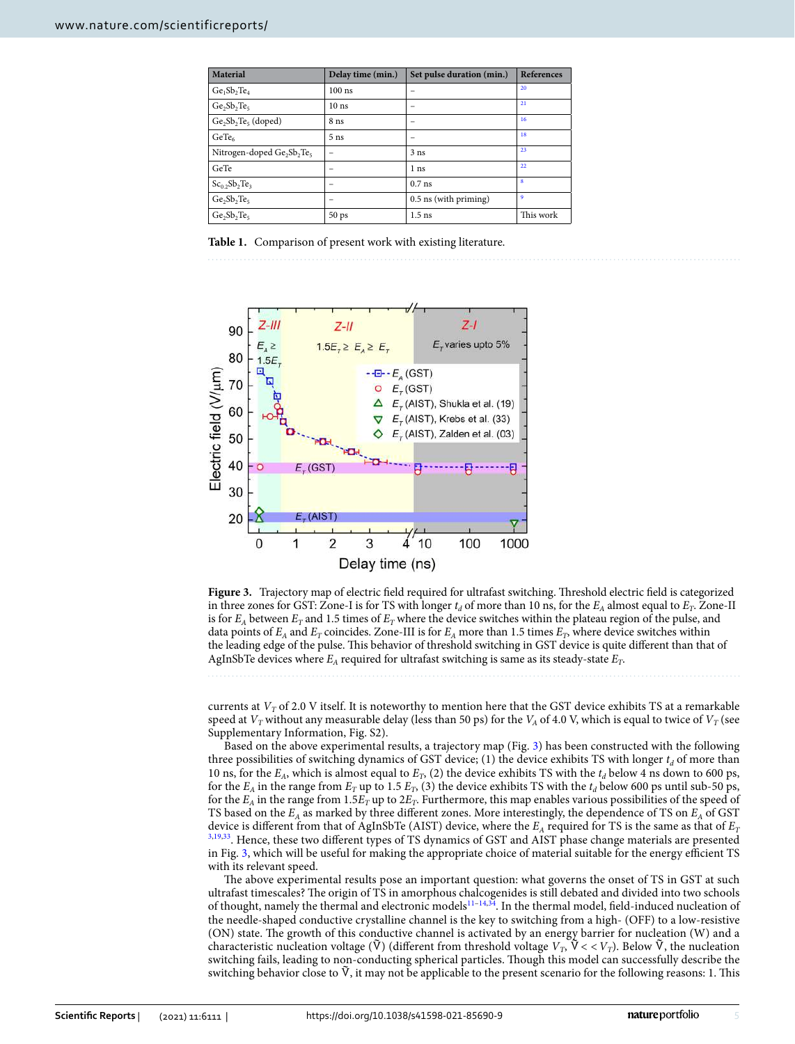| Material | Delay time (min.) | Set pulse duration (min.) | References |
|---|---|---|---|
| $Ge_1Sb_2Te_4$ | 100 ns | – | [20] |
| $Ge_2Sb_2Te_5$ | 10 ns | – | [21] |
| $Ge_2Sb_2Te_5$ (doped) | 8 ns | – | [16] |
| $GeTe_6$ | 5 ns | – | [18] |
| Nitrogen-doped $Ge_2Sb_2Te_5$ | – | 3 ns | [23] |
| GeTe | – | 1 ns | [22] |
| $Sc_{0.2}Sb_2Te_3$ | – | 0.7 ns | [8] |
| $Ge_2Sb_2Te_5$ | – | 0.5 ns (with priming) | [9] |
| $Ge_2Sb_2Te_5$ | 50 ps | 1.5 ns | This work |

**Table 1.** Comparison of present work with existing literature.

**Figure 3.** Trajectory map of electric field required for ultrafast switching. Threshold electric field is categorized in three zones for GST: Zone-I is for TS with longer $t_d$ of more than 10 ns, for the $E_A$ almost equal to $E_T$. Zone-II is for $E_A$ between $E_T$ and 1.5 times of $E_T$ where the device switches within the plateau region of the pulse, and data points of $E_A$ and $E_T$ coincides. Zone-III is for $E_A$ more than 1.5 times $E_T$, where device switches within the leading edge of the pulse. This behavior of threshold switching in GST device is quite different than that of AgInSbTe devices where $E_A$ required for ultrafast switching is same as its steady-state $E_T$.

currents at $V_T$ of 2.0 V itself. It is noteworthy to mention here that the GST device exhibits TS at a remarkable speed at $V_T$ without any measurable delay (less than 50 ps) for the $V_A$ of 4.0 V, which is equal to twice of $V_T$ (see Supplementary Information, Fig. S2).

Based on the above experimental results, a trajectory map (Fig. 3) has been constructed with the following three possibilities of switching dynamics of GST device; (1) the device exhibits TS with longer $t_d$ of more than 10 ns, for the $E_A$, which is almost equal to $E_T$, (2) the device exhibits TS with the $t_d$ below 4 ns down to 600 ps, for the $E_A$ in the range from $E_T$ up to 1.5 $E_T$, (3) the device exhibits TS with the $t_d$ below 600 ps until sub-50 ps, for the $E_A$ in the range from 1.5$E_T$ up to 2$E_T$. Furthermore, this map enables various possibilities of the speed of TS based on the $E_A$ as marked by three different zones. More interestingly, the dependence of TS on $E_A$ of GST device is different from that of AgInSbTe (AIST) device, where the $E_A$ required for TS is the same as that of $E_T$ [3,19,33]. Hence, these two different types of TS dynamics of GST and AIST phase change materials are presented in Fig. 3, which will be useful for making the appropriate choice of material suitable for the energy efficient TS with its relevant speed.

The above experimental results pose an important question: what governs the onset of TS in GST at such ultrafast timescales? The origin of TS in amorphous chalcogenides is still debated and divided into two schools of thought, namely the thermal and electronic models[11–14,34]. In the thermal model, field-induced nucleation of the needle-shaped conductive crystalline channel is the key to switching from a high- (OFF) to a low-resistive (ON) state. The growth of this conductive channel is activated by an energy barrier for nucleation (W) and a characteristic nucleation voltage ($\tilde{V}$) (different from threshold voltage $V_T$, $\tilde{V} << V_T$). Below $\tilde{V}$, the nucleation switching fails, leading to non-conducting spherical particles. Though this model can successfully describe the switching behavior close to $\tilde{V}$, it may not be applicable to the present scenario for the following reasons: 1. This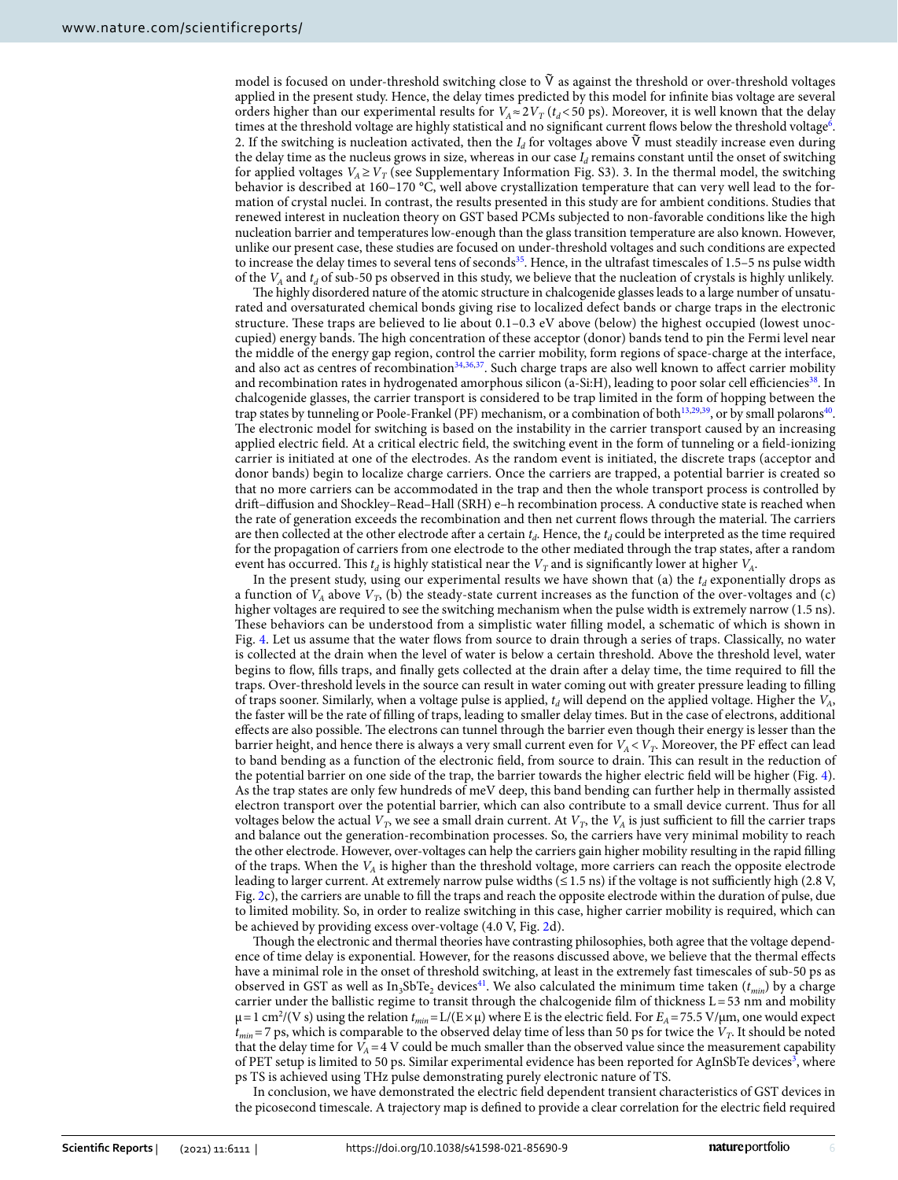model is focused on under-threshold switching close to $\tilde{V}$ as against the threshold or over-threshold voltages applied in the present study. Hence, the delay times predicted by this model for infinite bias voltage are several orders higher than our experimental results for $V_A \approx 2V_T$ ($t_d < 50$ ps). Moreover, it is well known that the delay times at the threshold voltage are highly statistical and no significant current flows below the threshold voltage[6]. 2. If the switching is nucleation activated, then the $I_d$ for voltages above $\tilde{V}$ must steadily increase even during the delay time as the nucleus grows in size, whereas in our case $I_d$ remains constant until the onset of switching for applied voltages $V_A \geq V_T$ (see Supplementary Information Fig. S3). 3. In the thermal model, the switching behavior is described at 160–170 °C, well above crystallization temperature that can very well lead to the formation of crystal nuclei. In contrast, the results presented in this study are for ambient conditions. Studies that renewed interest in nucleation theory on GST based PCMs subjected to non-favorable conditions like the high nucleation barrier and temperatures low-enough than the glass transition temperature are also known. However, unlike our present case, these studies are focused on under-threshold voltages and such conditions are expected to increase the delay times to several tens of seconds[35]. Hence, in the ultrafast timescales of 1.5–5 ns pulse width of the $V_A$ and $t_d$ of sub-50 ps observed in this study, we believe that the nucleation of crystals is highly unlikely.

The highly disordered nature of the atomic structure in chalcogenide glasses leads to a large number of unsaturated and oversaturated chemical bonds giving rise to localized defect bands or charge traps in the electronic structure. These traps are believed to lie about 0.1–0.3 eV above (below) the highest occupied (lowest unoccupied) energy bands. The high concentration of these acceptor (donor) bands tend to pin the Fermi level near the middle of the energy gap region, control the carrier mobility, form regions of space-charge at the interface, and also act as centres of recombination[34,36,37]. Such charge traps are also well known to affect carrier mobility and recombination rates in hydrogenated amorphous silicon (a-Si:H), leading to poor solar cell efficiencies[38]. In chalcogenide glasses, the carrier transport is considered to be trap limited in the form of hopping between the trap states by tunneling or Poole-Frankel (PF) mechanism, or a combination of both[13,29,39], or by small polarons[40]. The electronic model for switching is based on the instability in the carrier transport caused by an increasing applied electric field. At a critical electric field, the switching event in the form of tunneling or a field-ionizing carrier is initiated at one of the electrodes. As the random event is initiated, the discrete traps (acceptor and donor bands) begin to localize charge carriers. Once the carriers are trapped, a potential barrier is created so that no more carriers can be accommodated in the trap and then the whole transport process is controlled by drift–diffusion and Shockley–Read–Hall (SRH) e–h recombination process. A conductive state is reached when the rate of generation exceeds the recombination and then net current flows through the material. The carriers are then collected at the other electrode after a certain $t_d$. Hence, the $t_d$ could be interpreted as the time required for the propagation of carriers from one electrode to the other mediated through the trap states, after a random event has occurred. This $t_d$ is highly statistical near the $V_T$ and is significantly lower at higher $V_A$.

In the present study, using our experimental results we have shown that (a) the $t_d$ exponentially drops as a function of $V_A$ above $V_T$, (b) the steady-state current increases as the function of the over-voltages and (c) higher voltages are required to see the switching mechanism when the pulse width is extremely narrow (1.5 ns). These behaviors can be understood from a simplistic water filling model, a schematic of which is shown in Fig. 4. Let us assume that the water flows from source to drain through a series of traps. Classically, no water is collected at the drain when the level of water is below a certain threshold. Above the threshold level, water begins to flow, fills traps, and finally gets collected at the drain after a delay time, the time required to fill the traps. Over-threshold levels in the source can result in water coming out with greater pressure leading to filling of traps sooner. Similarly, when a voltage pulse is applied, $t_d$ will depend on the applied voltage. Higher the $V_A$, the faster will be the rate of filling of traps, leading to smaller delay times. But in the case of electrons, additional effects are also possible. The electrons can tunnel through the barrier even though their energy is lesser than the barrier height, and hence there is always a very small current even for $V_A < V_T$. Moreover, the PF effect can lead to band bending as a function of the electronic field, from source to drain. This can result in the reduction of the potential barrier on one side of the trap, the barrier towards the higher electric field will be higher (Fig. 4). As the trap states are only few hundreds of meV deep, this band bending can further help in thermally assisted electron transport over the potential barrier, which can also contribute to a small device current. Thus for all voltages below the actual $V_T$, we see a small drain current. At $V_T$, the $V_A$ is just sufficient to fill the carrier traps and balance out the generation-recombination processes. So, the carriers have very minimal mobility to reach the other electrode. However, over-voltages can help the carriers gain higher mobility resulting in the rapid filling of the traps. When the $V_A$ is higher than the threshold voltage, more carriers can reach the opposite electrode leading to larger current. At extremely narrow pulse widths ($\leq 1.5$ ns) if the voltage is not sufficiently high (2.8 V, Fig. 2c), the carriers are unable to fill the traps and reach the opposite electrode within the duration of pulse, due to limited mobility. So, in order to realize switching in this case, higher carrier mobility is required, which can be achieved by providing excess over-voltage (4.0 V, Fig. 2d).

Though the electronic and thermal theories have contrasting philosophies, both agree that the voltage dependence of time delay is exponential. However, for the reasons discussed above, we believe that the thermal effects have a minimal role in the onset of threshold switching, at least in the extremely fast timescales of sub-50 ps as observed in GST as well as $In_3SbTe_2$ devices[41]. We also calculated the minimum time taken ($t_{min}$) by a charge carrier under the ballistic regime to transit through the chalcogenide film of thickness L = 53 nm and mobility $\mu = 1$ cm$^2$/(V s) using the relation $t_{min} = L/(E \times \mu)$ where E is the electric field. For $E_A = 75.5$ V/μm, one would expect $t_{min} = 7$ ps, which is comparable to the observed delay time of less than 50 ps for twice the $V_T$. It should be noted that the delay time for $V_A = 4$ V could be much smaller than the observed value since the measurement capability of PET setup is limited to 50 ps. Similar experimental evidence has been reported for AgInSbTe devices[3], where ps TS is achieved using THz pulse demonstrating purely electronic nature of TS.

In conclusion, we have demonstrated the electric field dependent transient characteristics of GST devices in the picosecond timescale. A trajectory map is defined to provide a clear correlation for the electric field required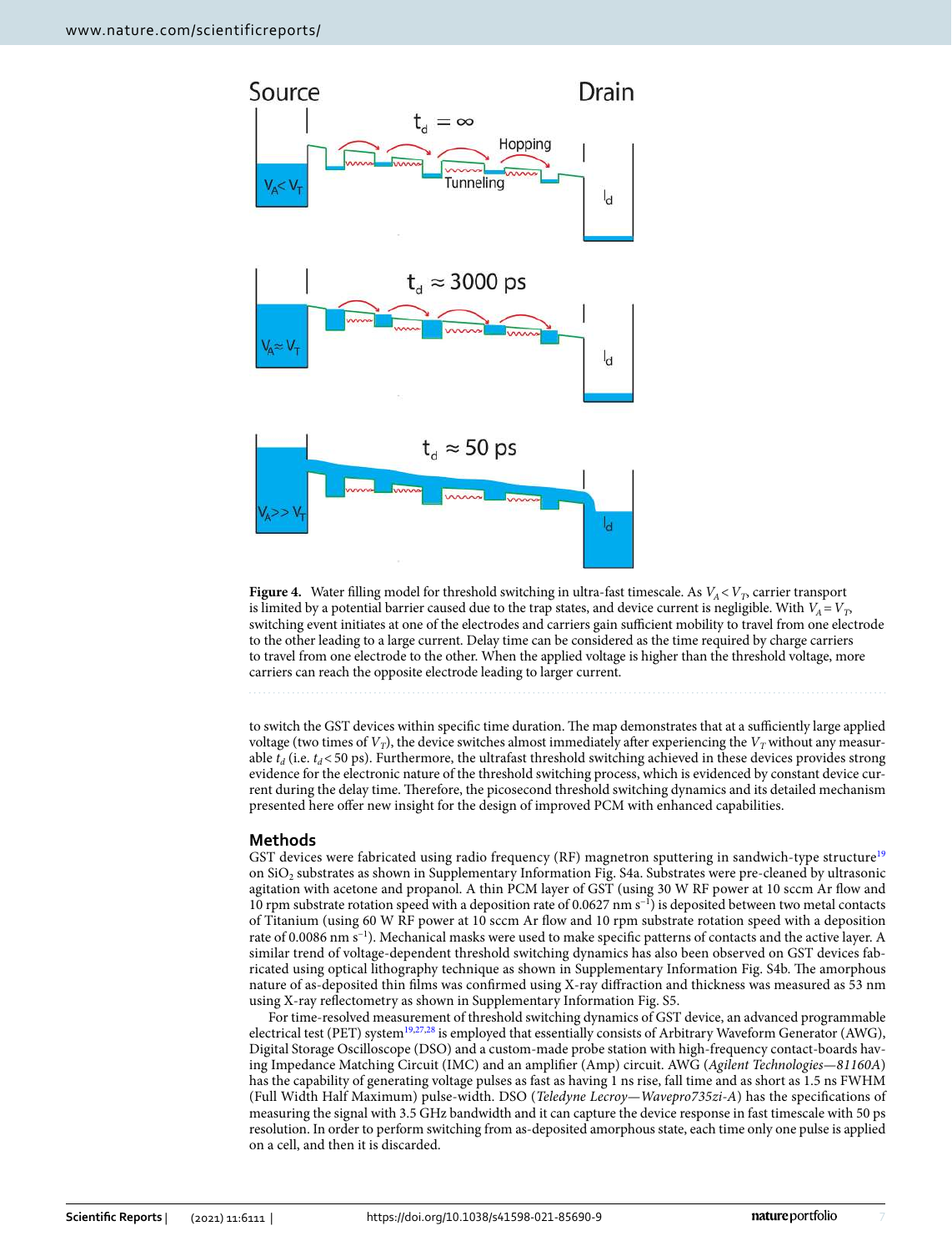**Figure 4.** Water filling model for threshold switching in ultra-fast timescale. As $V_A < V_T$, carrier transport is limited by a potential barrier caused due to the trap states, and device current is negligible. With $V_A = V_T$, switching event initiates at one of the electrodes and carriers gain sufficient mobility to travel from one electrode to the other leading to a large current. Delay time can be considered as the time required by charge carriers to travel from one electrode to the other. When the applied voltage is higher than the threshold voltage, more carriers can reach the opposite electrode leading to larger current.

to switch the GST devices within specific time duration. The map demonstrates that at a sufficiently large applied voltage (two times of $V_T$), the device switches almost immediately after experiencing the $V_T$ without any measurable $t_d$ (i.e. $t_d < 50$ ps). Furthermore, the ultrafast threshold switching achieved in these devices provides strong evidence for the electronic nature of the threshold switching process, which is evidenced by constant device current during the delay time. Therefore, the picosecond threshold switching dynamics and its detailed mechanism presented here offer new insight for the design of improved PCM with enhanced capabilities.

## Methods

GST devices were fabricated using radio frequency (RF) magnetron sputtering in sandwich-type structure[19] on $SiO_2$ substrates as shown in Supplementary Information Fig. S4a. Substrates were pre-cleaned by ultrasonic agitation with acetone and propanol. A thin PCM layer of GST (using 30 W RF power at 10 sccm Ar flow and 10 rpm substrate rotation speed with a deposition rate of 0.0627 nm $s^{-1}$) is deposited between two metal contacts of Titanium (using 60 W RF power at 10 sccm Ar flow and 10 rpm substrate rotation speed with a deposition rate of 0.0086 nm $s^{-1}$). Mechanical masks were used to make specific patterns of contacts and the active layer. A similar trend of voltage-dependent threshold switching dynamics has also been observed on GST devices fabricated using optical lithography technique as shown in Supplementary Information Fig. S4b. The amorphous nature of as-deposited thin films was confirmed using X-ray diffraction and thickness was measured as 53 nm using X-ray reflectometry as shown in Supplementary Information Fig. S5.

For time-resolved measurement of threshold switching dynamics of GST device, an advanced programmable electrical test (PET) system[19,27,28] is employed that essentially consists of Arbitrary Waveform Generator (AWG), Digital Storage Oscilloscope (DSO) and a custom-made probe station with high-frequency contact-boards having Impedance Matching Circuit (IMC) and an amplifier (Amp) circuit. AWG (*Agilent Technologies—81160A*) has the capability of generating voltage pulses as fast as having 1 ns rise, fall time and as short as 1.5 ns FWHM (Full Width Half Maximum) pulse-width. DSO (*Teledyne Lecroy—Wavepro735zi-A*) has the specifications of measuring the signal with 3.5 GHz bandwidth and it can capture the device response in fast timescale with 50 ps resolution. In order to perform switching from as-deposited amorphous state, each time only one pulse is applied on a cell, and then it is discarded.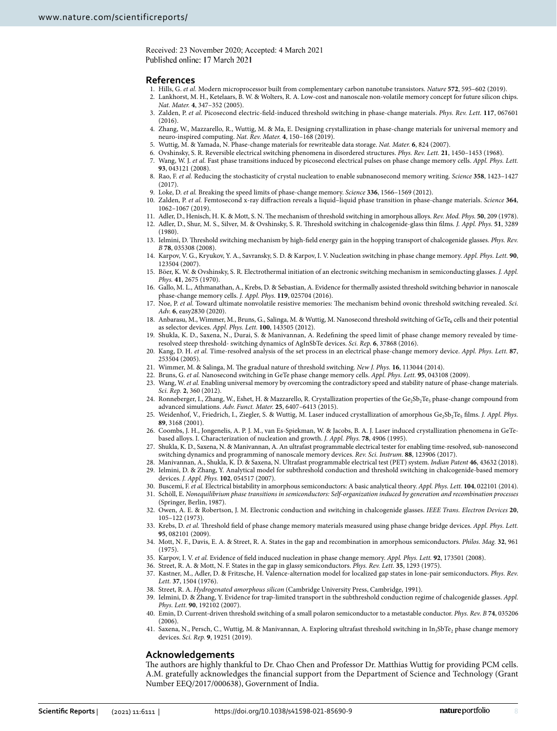Received: 23 November 2020; Accepted: 4 March 2021
Published online: 17 March 2021

## References

1. Hills, G. *et al.* Modern microprocessor built from complementary carbon nanotube transistors. *Nature* **572**, 595–602 (2019).
2. Lankhorst, M. H., Ketelaars, B. W. & Wolters, R. A. Low-cost and nanoscale non-volatile memory concept for future silicon chips. *Nat. Mater.* **4**, 347–352 (2005).
3. Zalden, P. *et al.* Picosecond electric-field-induced threshold switching in phase-change materials. *Phys. Rev. Lett.* **117**, 067601 (2016).
4. Zhang, W., Mazzarello, R., Wuttig, M. & Ma, E. Designing crystallization in phase-change materials for universal memory and neuro-inspired computing. *Nat. Rev. Mater.* **4**, 150–168 (2019).
5. Wuttig, M. & Yamada, N. Phase-change materials for rewriteable data storage. *Nat. Mater.* **6**, 824 (2007).
6. Ovshinsky, S. R. Reversible electrical switching phenomena in disordered structures. *Phys. Rev. Lett.* **21**, 1450–1453 (1968).
7. Wang, W. J. *et al.* Fast phase transitions induced by picosecond electrical pulses on phase change memory cells. *Appl. Phys. Lett.* **93**, 043121 (2008).
8. Rao, F. *et al.* Reducing the stochasticity of crystal nucleation to enable subnanosecond memory writing. *Science* **358**, 1423–1427 (2017).
9. Loke, D. *et al.* Breaking the speed limits of phase-change memory. *Science* **336**, 1566–1569 (2012).
10. Zalden, P. *et al.* Femtosecond x-ray diffraction reveals a liquid–liquid phase transition in phase-change materials. *Science* **364**, 1062–1067 (2019).
11. Adler, D., Henisch, H. K. & Mott, S. N. The mechanism of threshold switching in amorphous alloys. *Rev. Mod. Phys.* **50**, 209 (1978).
12. Adler, D., Shur, M. S., Silver, M. & Ovshinsky, S. R. Threshold switching in chalcogenide-glass thin films. *J. Appl. Phys.* **51**, 3289 (1980).
13. Ielmini, D. Threshold switching mechanism by high-field energy gain in the hopping transport of chalcogenide glasses. *Phys. Rev. B* **78**, 035308 (2008).
14. Karpov, V. G., Kryukov, Y. A., Savransky, S. D. & Karpov, I. V. Nucleation switching in phase change memory. *Appl. Phys. Lett.* **90**, 123504 (2007).
15. Böer, K. W. & Ovshinsky, S. R. Electrothermal initiation of an electronic switching mechanism in semiconducting glasses. *J. Appl. Phys.* **41**, 2675 (1970).
16. Gallo, M. L., Athmanathan, A., Krebs, D. & Sebastian, A. Evidence for thermally assisted threshold switching behavior in nanoscale phase-change memory cells. *J. Appl. Phys.* **119**, 025704 (2016).
17. Noe, P. *et al.* Toward ultimate nonvolatile resistive memories: The mechanism behind ovonic threshold switching revealed. *Sci. Adv.* **6**, easy2830 (2020).
18. Anbarasu, M., Wimmer, M., Bruns, G., Salinga, M. & Wuttig, M. Nanosecond threshold switching of $GeTe_6$ cells and their potential as selector devices. *Appl. Phys. Lett.* **100**, 143505 (2012).
19. Shukla, K. D., Saxena, N., Durai, S. & Manivannan, A. Redefining the speed limit of phase change memory revealed by time-resolved steep threshold- switching dynamics of AgInSbTe devices. *Sci. Rep.* **6**, 37868 (2016).
20. Kang, D. H. *et al.* Time-resolved analysis of the set process in an electrical phase-change memory device. *Appl. Phys. Lett.* **87**, 253504 (2005).
21. Wimmer, M. & Salinga, M. The gradual nature of threshold switching. *New J. Phys.* **16**, 113044 (2014).
22. Bruns, G. *et al.* Nanosecond switching in GeTe phase change memory cells. *Appl. Phys. Lett.* **95**, 043108 (2009).
23. Wang, W. *et al.* Enabling universal memory by overcoming the contradictory speed and stability nature of phase-change materials. *Sci. Rep.* **2**, 360 (2012).
24. Ronneberger, I., Zhang, W., Eshet, H. & Mazzarello, R. Crystallization properties of the $Ge_2Sb_2Te_5$ phase-change compound from advanced simulations. *Adv. Funct. Mater.* **25**, 6407–6413 (2015).
25. Weidenhof, V., Friedrich, I., Ziegler, S. & Wuttig, M. Laser induced crystallization of amorphous $Ge_2Sb_2Te_5$ films. *J. Appl. Phys.* **89**, 3168 (2001).
26. Coombs, J. H., Jongenelis, A. P. J. M., van Es-Spiekman, W. & Jacobs, B. A. J. Laser induced crystallization phenomena in GeTe-based alloys. I. Characterization of nucleation and growth. *J. Appl. Phys.* **78**, 4906 (1995).
27. Shukla, K. D., Saxena, N. & Manivannan, A. An ultrafast programmable electrical tester for enabling time-resolved, sub-nanosecond switching dynamics and programming of nanoscale memory devices. *Rev. Sci. Instrum.* **88**, 123906 (2017).
28. Manivannan, A., Shukla, K. D. & Saxena, N. Ultrafast programmable electrical test (PET) system. *Indian Patent* **46**, 43632 (2018).
29. Ielmini, D. & Zhang, Y. Analytical model for subthreshold conduction and threshold switching in chalcogenide-based memory devices. *J. Appl. Phys.* **102**, 054517 (2007).
30. Buscemi, F. *et al.* Electrical bistability in amorphous semiconductors: A basic analytical theory. *Appl. Phys. Lett.* **104**, 022101 (2014).
31. Schöll, E. *Nonequilibrium phase transitions in semiconductors: Self-organization induced by generation and recombination processes* (Springer, Berlin, 1987).
32. Owen, A. E. & Robertson, J. M. Electronic conduction and switching in chalcogenide glasses. *IEEE Trans. Electron Devices* **20**, 105–122 (1973).
33. Krebs, D. *et al.* Threshold field of phase change memory materials measured using phase change bridge devices. *Appl. Phys. Lett.* **95**, 082101 (2009).
34. Mott, N. F., Davis, E. A. & Street, R. A. States in the gap and recombination in amorphous semiconductors. *Philos. Mag.* **32**, 961 (1975).
35. Karpov, I. V. *et al.* Evidence of field induced nucleation in phase change memory. *Appl. Phys. Lett.* **92**, 173501 (2008).
36. Street, R. A. & Mott, N. F. States in the gap in glassy semiconductors. *Phys. Rev. Lett.* **35**, 1293 (1975).
37. Kastner, M., Adler, D. & Fritzsche, H. Valence-alternation model for localized gap states in lone-pair semiconductors. *Phys. Rev. Lett.* **37**, 1504 (1976).
38. Street, R. A. *Hydrogenated amorphous silicon* (Cambridge University Press, Cambridge, 1991).
39. Ielmini, D. & Zhang, Y. Evidence for trap-limited transport in the subthreshold conduction regime of chalcogenide glasses. *Appl. Phys. Lett.* **90**, 192102 (2007).
40. Emin, D. Current-driven threshold switching of a small polaron semiconductor to a metastable conductor. *Phys. Rev. B* **74**, 035206 (2006).
41. Saxena, N., Persch, C., Wuttig, M. & Manivannan, A. Exploring ultrafast threshold switching in $In_3SbTe_2$ phase change memory devices. *Sci. Rep.* **9**, 19251 (2019).

## Acknowledgements

The authors are highly thankful to Dr. Chao Chen and Professor Dr. Matthias Wuttig for providing PCM cells. A.M. gratefully acknowledges the financial support from the Department of Science and Technology (Grant Number EEQ/2017/000638), Government of India.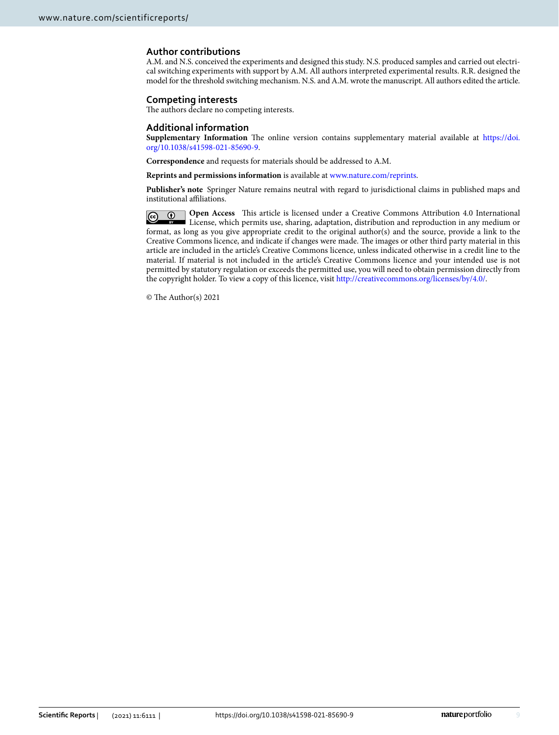## Author contributions

A.M. and N.S. conceived the experiments and designed this study. N.S. produced samples and carried out electrical switching experiments with support by A.M. All authors interpreted experimental results. R.R. designed the model for the threshold switching mechanism. N.S. and A.M. wrote the manuscript. All authors edited the article.

## Competing interests

The authors declare no competing interests.

## Additional information

**Supplementary Information** The online version contains supplementary material available at https://doi.org/10.1038/s41598-021-85690-9.

**Correspondence** and requests for materials should be addressed to A.M.

**Reprints and permissions information** is available at www.nature.com/reprints.

**Publisher's note** Springer Nature remains neutral with regard to jurisdictional claims in published maps and institutional affiliations.

**Open Access** This article is licensed under a Creative Commons Attribution 4.0 International License, which permits use, sharing, adaptation, distribution and reproduction in any medium or format, as long as you give appropriate credit to the original author(s) and the source, provide a link to the Creative Commons licence, and indicate if changes were made. The images or other third party material in this article are included in the article's Creative Commons licence, unless indicated otherwise in a credit line to the material. If material is not included in the article's Creative Commons licence and your intended use is not permitted by statutory regulation or exceeds the permitted use, you will need to obtain permission directly from the copyright holder. To view a copy of this licence, visit http://creativecommons.org/licenses/by/4.0/.

© The Author(s) 2021